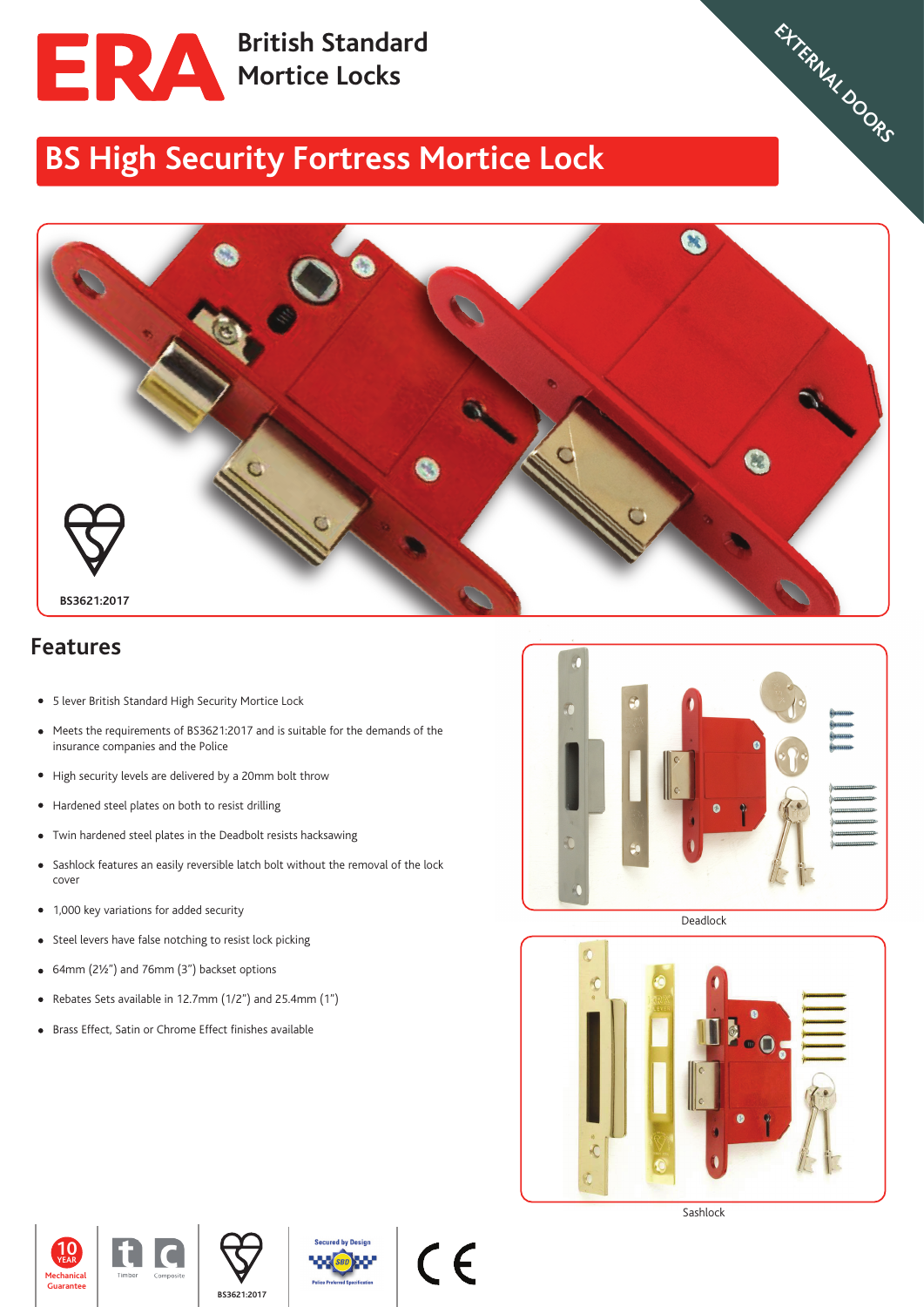# ERA British Standard Mortice Locks

EXTERNAL DOORS

## BS High Security Fortress Mortice Lock

BS3621:2017

## Features

- 5 lever British Standard High Security Mortice Lock
- Meets the requirements of BS3621:2017 and is suitable for the demands of the insurance companies and the Police
- High security levels are delivered by a 20mm bolt throw
- Hardened steel plates on both to resist drilling
- Twin hardened steel plates in the Deadbolt resists hacksawing
- Sashlock features an easily reversible latch bolt without the removal of the lock cover
- 1,000 key variations for added security
- Steel levers have false notching to resist lock picking
- 64mm (2½") and 76mm (3") backset options
- Rebates Sets available in 12.7mm (1/2") and 25.4mm (1")
- Brass Effect, Satin or Chrome Effect finishes available

Deadlock

Sashlock

10 YEAR Mechanical Guarantee | Timber | Composite | BS3621:2017 | Secured by Design – Police Preferred Specification | CE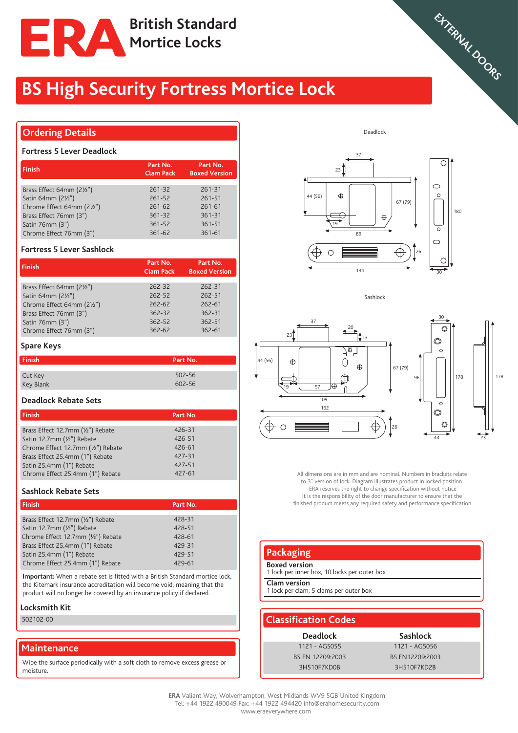# British Standard Mortice Locks

EXTERNAL DOORS

# BS High Security Fortress Mortice Lock

## Ordering Details

### Fortress 5 Lever Deadlock

| Finish | Part No. Clam Pack | Part No. Boxed Version |
|---|---|---|
| Brass Effect 64mm (2½") | 261-32 | 261-31 |
| Satin 64mm (2½") | 261-52 | 261-51 |
| Chrome Effect 64mm (2½") | 261-62 | 261-61 |
| Brass Effect 76mm (3") | 361-32 | 361-31 |
| Satin 76mm (3") | 361-52 | 361-51 |
| Chrome Effect 76mm (3") | 361-62 | 361-61 |

### Fortress 5 Lever Sashlock

| Finish | Part No. Clam Pack | Part No. Boxed Version |
|---|---|---|
| Brass Effect 64mm (2½") | 262-32 | 262-31 |
| Satin 64mm (2½") | 262-52 | 262-51 |
| Chrome Effect 64mm (2½") | 262-62 | 262-61 |
| Brass Effect 76mm (3") | 362-32 | 362-31 |
| Satin 76mm (3") | 362-52 | 362-51 |
| Chrome Effect 76mm (3") | 362-62 | 362-61 |

### Spare Keys

| Finish | Part No. |
|---|---|
| Cut Key | 502-56 |
| Key Blank | 602-56 |

### Deadlock Rebate Sets

| Finish | Part No. |
|---|---|
| Brass Effect 12.7mm (½") Rebate | 426-31 |
| Satin 12.7mm (½") Rebate | 426-51 |
| Chrome Effect 12.7mm (½") Rebate | 426-61 |
| Brass Effect 25.4mm (1") Rebate | 427-31 |
| Satin 25.4mm (1") Rebate | 427-51 |
| Chrome Effect 25.4mm (1") Rebate | 427-61 |

### Sashlock Rebate Sets

| Finish | Part No. |
|---|---|
| Brass Effect 12.7mm (½") Rebate | 428-31 |
| Satin 12.7mm (½") Rebate | 428-51 |
| Chrome Effect 12.7mm (½") Rebate | 428-61 |
| Brass Effect 25.4mm (1") Rebate | 429-31 |
| Satin 25.4mm (1") Rebate | 429-51 |
| Chrome Effect 25.4mm (1") Rebate | 429-61 |

**Important:** When a rebate set is fitted with a British Standard mortice lock, the Kitemark insurance accreditation will become void, meaning that the product will no longer be covered by an insurance policy if declared.

### Locksmith Kit

502102-00

## Maintenance

Wipe the surface periodically with a soft cloth to remove excess grease or moisture.

Deadlock

37
23
44 (56)
67 (79)
19
89
180
26
134
30

Sashlock

37
20
23
13
44 (56)
67 (79)
19
57
109
162
26
30
96
178
178
44
23

All dimensions are in mm and are nominal. Numbers in brackets relate to 3" version of lock. Diagram illustrates product in locked position. ERA reserves the right to change specification without notice. It is the responsibility of the door manufacturer to ensure that the finished product meets any required safety and performance specification.

## Packaging

**Boxed version**
1 lock per inner box, 10 locks per outer box

**Clam version**
1 lock per clam, 5 clams per outer box

## Classification Codes

| Deadlock | Sashlock |
|---|---|
| 1121 - AGS055 | 1121 - AGS056 |
| BS EN 12209:2003 | BS EN12209:2003 |
| 3H510F7KD0B | 3H510F7KD2B |

**ERA** Valiant Way, Wolverhampton, West Midlands WV9 5GB United Kingdom
Tel: +44 1922 490049 Fax: +44 1922 494420 info@erahomesecurity.com
www.eraeverywhere.com